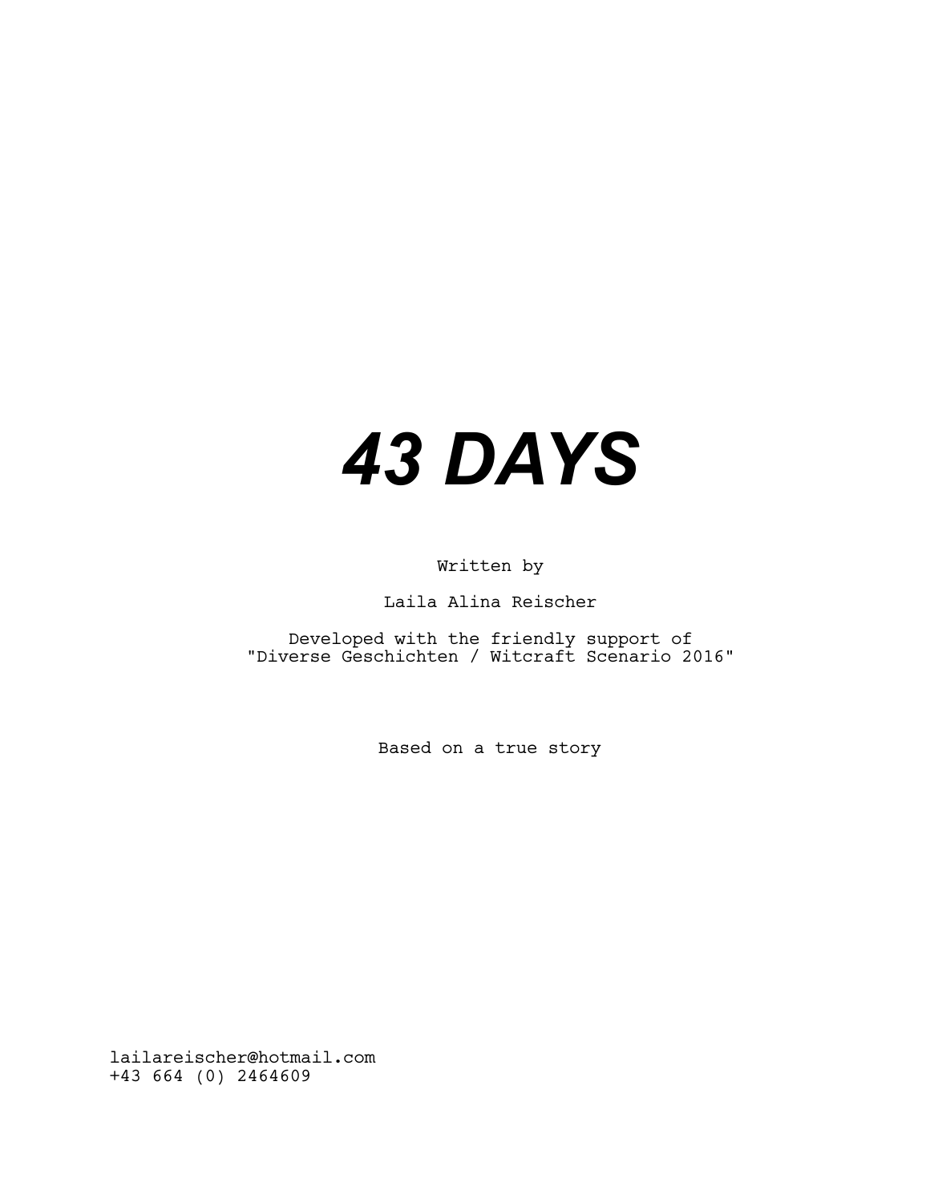# *43 DAYS*

Written by

Laila Alina Reischer

Developed with the friendly support of
"Diverse Geschichten / Witcraft Scenario 2016"

Based on a true story

lailareischer@hotmail.com
+43 664 (0) 2464609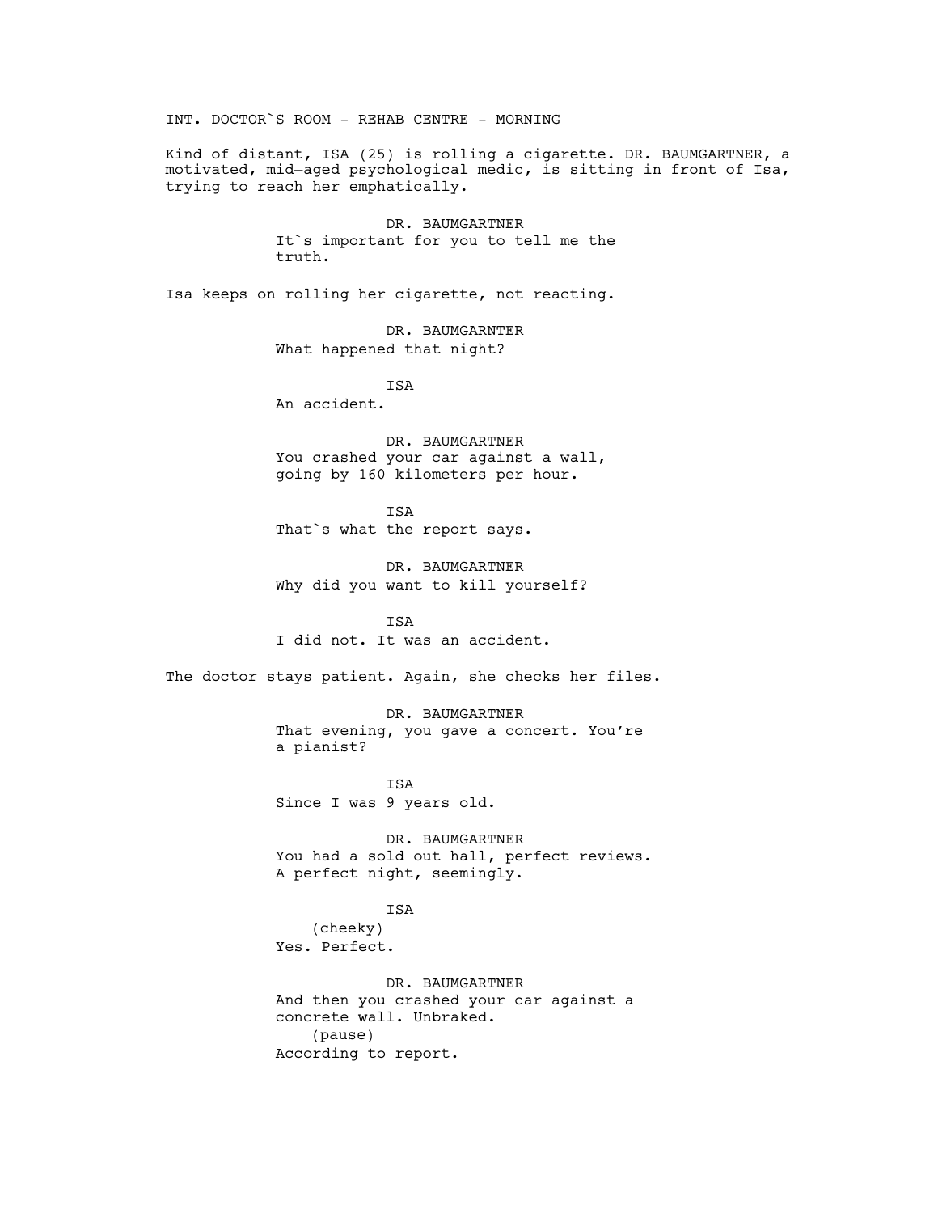INT. DOCTOR`S ROOM - REHAB CENTRE - MORNING

Kind of distant, ISA (25) is rolling a cigarette. DR. BAUMGARTNER, a motivated, mid–aged psychological medic, is sitting in front of Isa, trying to reach her emphatically.

DR. BAUMGARTNER
It`s important for you to tell me the truth.

Isa keeps on rolling her cigarette, not reacting.

DR. BAUMGARNTER
What happened that night?

ISA
An accident.

DR. BAUMGARTNER
You crashed your car against a wall, going by 160 kilometers per hour.

ISA
That`s what the report says.

DR. BAUMGARTNER
Why did you want to kill yourself?

ISA
I did not. It was an accident.

The doctor stays patient. Again, she checks her files.

DR. BAUMGARTNER
That evening, you gave a concert. You're a pianist?

ISA
Since I was 9 years old.

DR. BAUMGARTNER
You had a sold out hall, perfect reviews. A perfect night, seemingly.

ISA
(cheeky)
Yes. Perfect.

DR. BAUMGARTNER
And then you crashed your car against a concrete wall. Unbraked.
(pause)
According to report.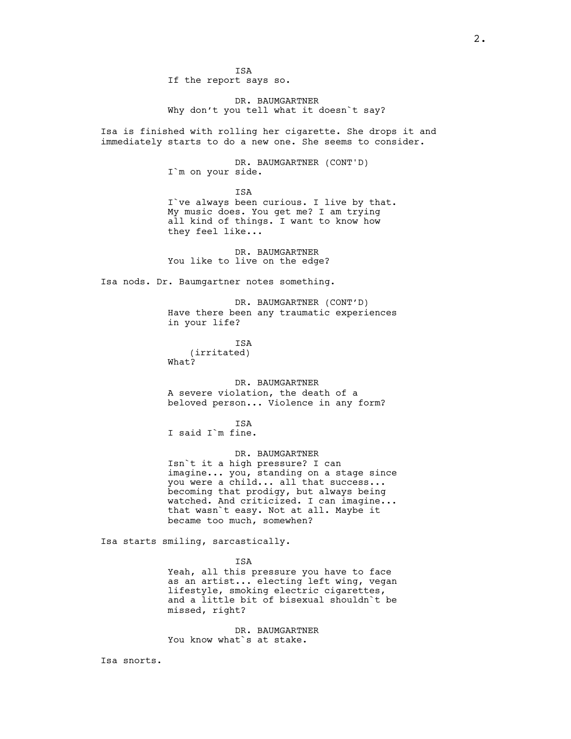ISA
If the report says so.

DR. BAUMGARTNER
Why don't you tell what it doesn`t say?

Isa is finished with rolling her cigarette. She drops it and immediately starts to do a new one. She seems to consider.

DR. BAUMGARTNER (CONT'D)
I`m on your side.

ISA
I`ve always been curious. I live by that. My music does. You get me? I am trying all kind of things. I want to know how they feel like...

DR. BAUMGARTNER
You like to live on the edge?

Isa nods. Dr. Baumgartner notes something.

DR. BAUMGARTNER (CONT'D)
Have there been any traumatic experiences in your life?

ISA
(irritated)
What?

DR. BAUMGARTNER
A severe violation, the death of a beloved person... Violence in any form?

ISA
I said I`m fine.

DR. BAUMGARTNER
Isn`t it a high pressure? I can imagine... you, standing on a stage since you were a child... all that success... becoming that prodigy, but always being watched. And criticized. I can imagine... that wasn`t easy. Not at all. Maybe it became too much, somewhen?

Isa starts smiling, sarcastically.

ISA
Yeah, all this pressure you have to face as an artist... electing left wing, vegan lifestyle, smoking electric cigarettes, and a little bit of bisexual shouldn`t be missed, right?

DR. BAUMGARTNER
You know what`s at stake.

Isa snorts.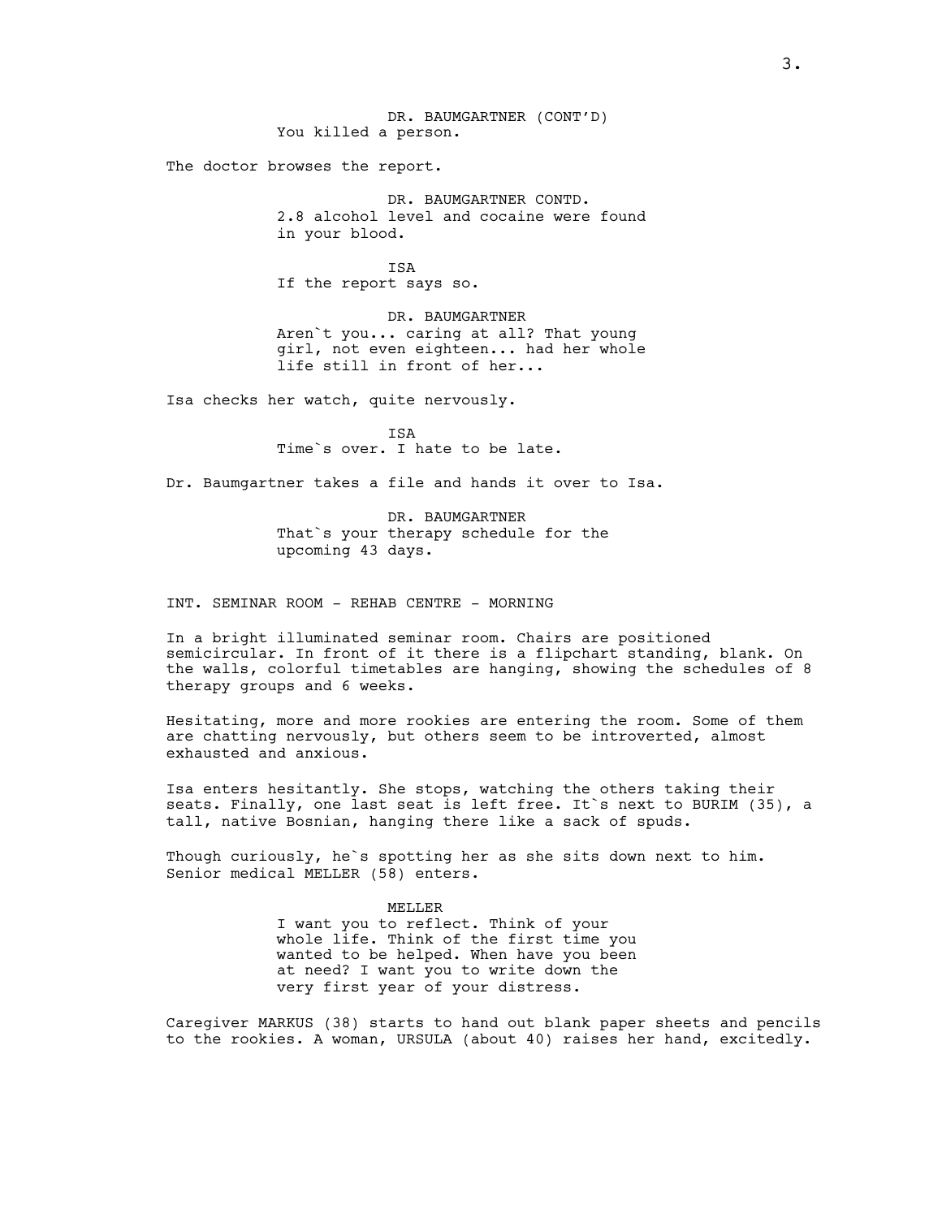DR. BAUMGARTNER (CONT'D)
You killed a person.

The doctor browses the report.

DR. BAUMGARTNER CONTD.
2.8 alcohol level and cocaine were found in your blood.

ISA
If the report says so.

DR. BAUMGARTNER
Aren`t you... caring at all? That young girl, not even eighteen... had her whole life still in front of her...

Isa checks her watch, quite nervously.

ISA
Time`s over. I hate to be late.

Dr. Baumgartner takes a file and hands it over to Isa.

DR. BAUMGARTNER
That`s your therapy schedule for the upcoming 43 days.

INT. SEMINAR ROOM - REHAB CENTRE - MORNING

In a bright illuminated seminar room. Chairs are positioned semicircular. In front of it there is a flipchart standing, blank. On the walls, colorful timetables are hanging, showing the schedules of 8 therapy groups and 6 weeks.

Hesitating, more and more rookies are entering the room. Some of them are chatting nervously, but others seem to be introverted, almost exhausted and anxious.

Isa enters hesitantly. She stops, watching the others taking their seats. Finally, one last seat is left free. It`s next to BURIM (35), a tall, native Bosnian, hanging there like a sack of spuds.

Though curiously, he`s spotting her as she sits down next to him. Senior medical MELLER (58) enters.

MELLER
I want you to reflect. Think of your whole life. Think of the first time you wanted to be helped. When have you been at need? I want you to write down the very first year of your distress.

Caregiver MARKUS (38) starts to hand out blank paper sheets and pencils to the rookies. A woman, URSULA (about 40) raises her hand, excitedly.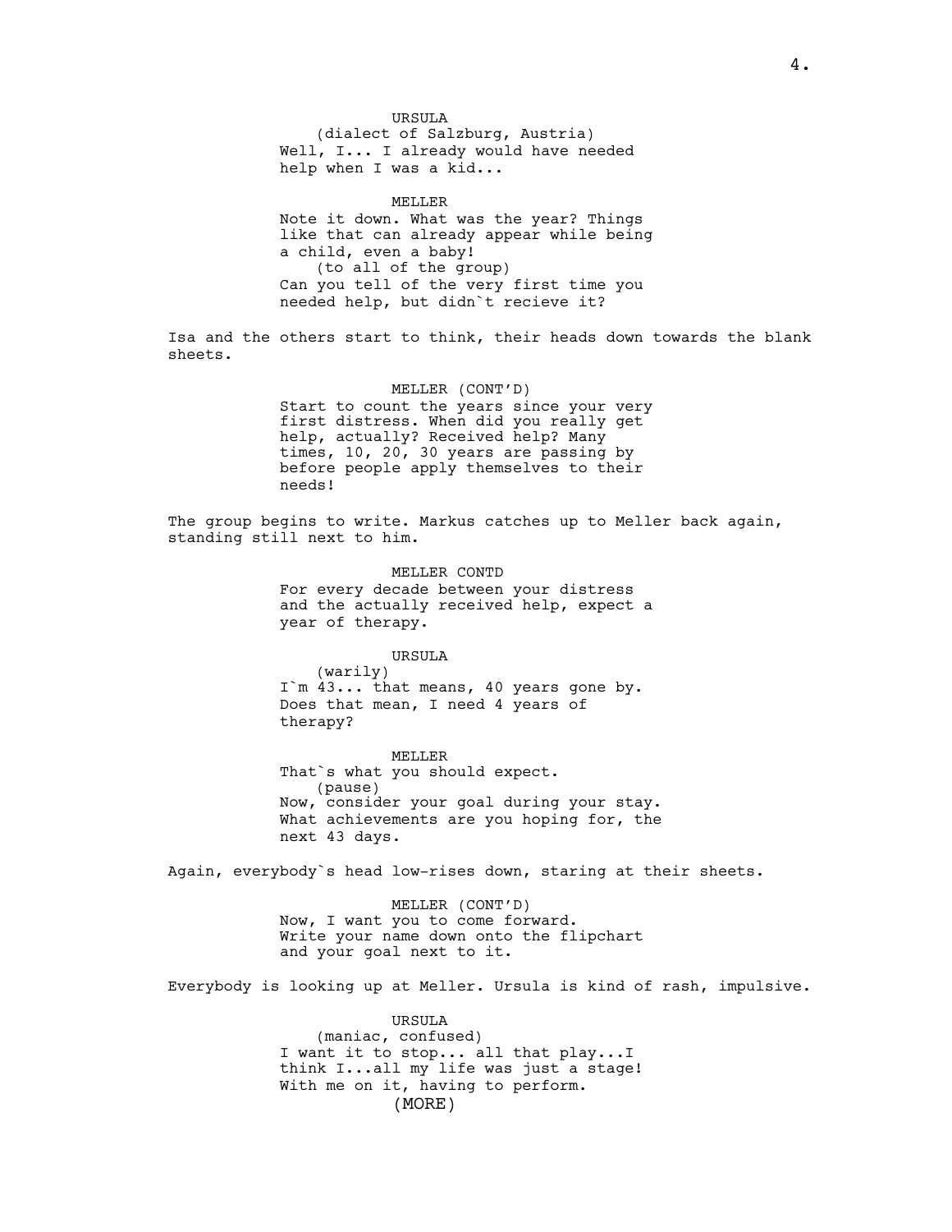URSULA
(dialect of Salzburg, Austria)
Well, I... I already would have needed help when I was a kid...

MELLER
Note it down. What was the year? Things like that can already appear while being a child, even a baby!
(to all of the group)
Can you tell of the very first time you needed help, but didn`t recieve it?

Isa and the others start to think, their heads down towards the blank sheets.

MELLER (CONT'D)
Start to count the years since your very first distress. When did you really get help, actually? Received help? Many times, 10, 20, 30 years are passing by before people apply themselves to their needs!

The group begins to write. Markus catches up to Meller back again, standing still next to him.

MELLER CONTD
For every decade between your distress and the actually received help, expect a year of therapy.

URSULA
(warily)
I`m 43... that means, 40 years gone by. Does that mean, I need 4 years of therapy?

MELLER
That`s what you should expect.
(pause)
Now, consider your goal during your stay. What achievements are you hoping for, the next 43 days.

Again, everybody`s head low-rises down, staring at their sheets.

MELLER (CONT'D)
Now, I want you to come forward. Write your name down onto the flipchart and your goal next to it.

Everybody is looking up at Meller. Ursula is kind of rash, impulsive.

URSULA
(maniac, confused)
I want it to stop... all that play...I think I...all my life was just a stage! With me on it, having to perform.
(MORE)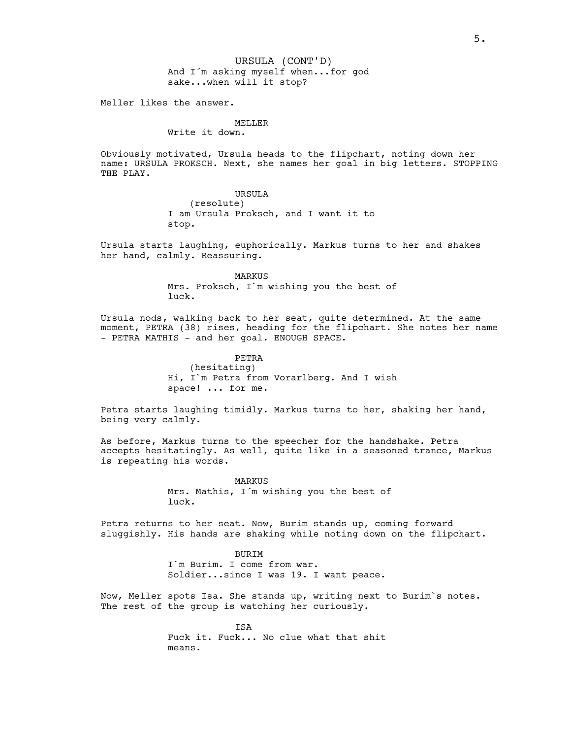URSULA (CONT'D)

And I´m asking myself when...for god sake...when will it stop?

Meller likes the answer.

MELLER

Write it down.

Obviously motivated, Ursula heads to the flipchart, noting down her name: URSULA PROKSCH. Next, she names her goal in big letters. STOPPING THE PLAY.

URSULA

(resolute)

I am Ursula Proksch, and I want it to stop.

Ursula starts laughing, euphorically. Markus turns to her and shakes her hand, calmly. Reassuring.

MARKUS

Mrs. Proksch, I`m wishing you the best of luck.

Ursula nods, walking back to her seat, quite determined. At the same moment, PETRA (38) rises, heading for the flipchart. She notes her name - PETRA MATHIS - and her goal. ENOUGH SPACE.

PETRA

(hesitating)

Hi, I`m Petra from Vorarlberg. And I wish space! ... for me.

Petra starts laughing timidly. Markus turns to her, shaking her hand, being very calmly.

As before, Markus turns to the speecher for the handshake. Petra accepts hesitatingly. As well, quite like in a seasoned trance, Markus is repeating his words.

MARKUS

Mrs. Mathis, I´m wishing you the best of luck.

Petra returns to her seat. Now, Burim stands up, coming forward sluggishly. His hands are shaking while noting down on the flipchart.

BURIM

I`m Burim. I come from war. Soldier...since I was 19. I want peace.

Now, Meller spots Isa. She stands up, writing next to Burim`s notes. The rest of the group is watching her curiously.

ISA

Fuck it. Fuck... No clue what that shit means.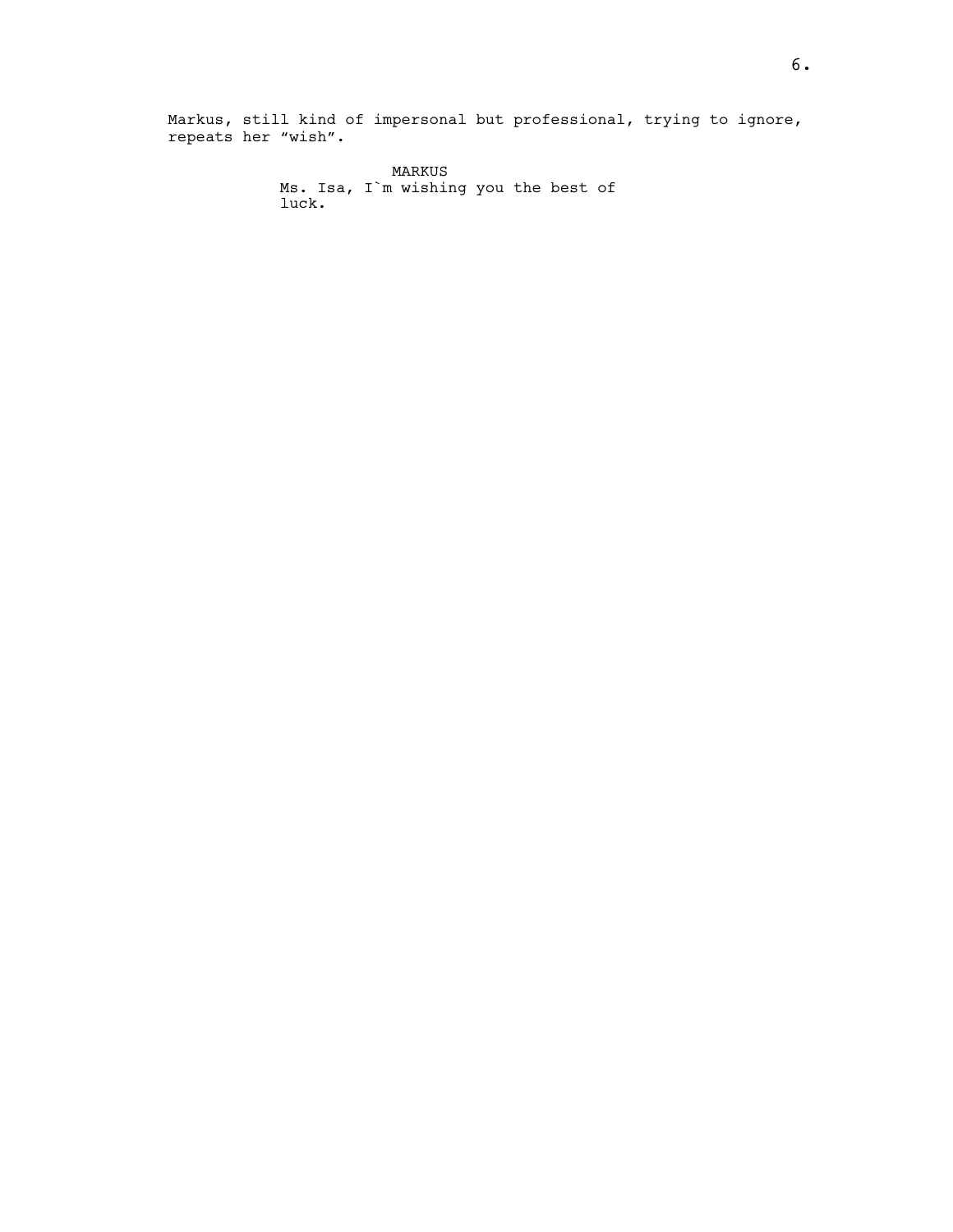Markus, still kind of impersonal but professional, trying to ignore, repeats her “wish”.

MARKUS

Ms. Isa, I`m wishing you the best of luck.